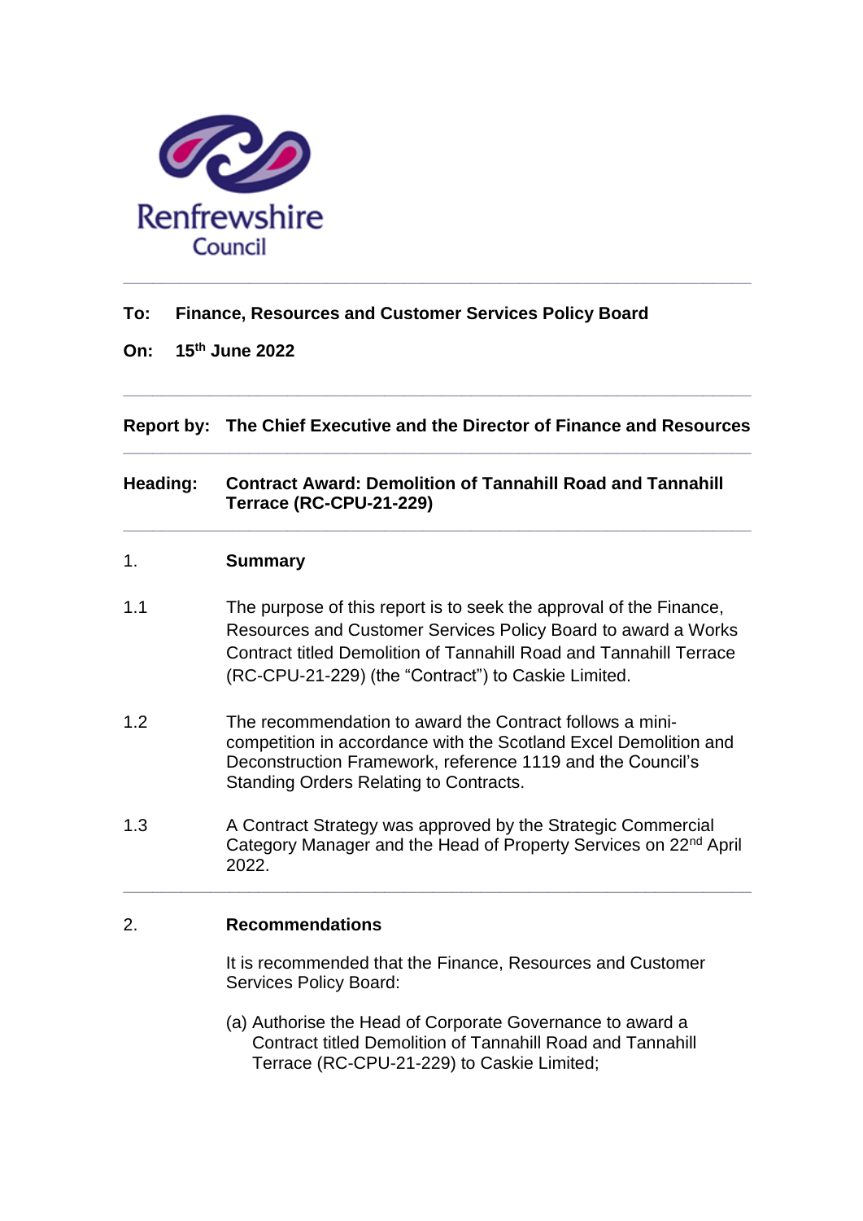Renfrewshire Council

---

**To:** **Finance, Resources and Customer Services Policy Board**

**On:** **15th June 2022**

---

**Report by:** **The Chief Executive and the Director of Finance and Resources**

---

**Heading:** **Contract Award: Demolition of Tannahill Road and Tannahill Terrace (RC-CPU-21-229)**

---

## 1. Summary

1.1 The purpose of this report is to seek the approval of the Finance, Resources and Customer Services Policy Board to award a Works Contract titled Demolition of Tannahill Road and Tannahill Terrace (RC-CPU-21-229) (the "Contract") to Caskie Limited.

1.2 The recommendation to award the Contract follows a mini-competition in accordance with the Scotland Excel Demolition and Deconstruction Framework, reference 1119 and the Council's Standing Orders Relating to Contracts.

1.3 A Contract Strategy was approved by the Strategic Commercial Category Manager and the Head of Property Services on 22nd April 2022.

---

## 2. Recommendations

It is recommended that the Finance, Resources and Customer Services Policy Board:

(a) Authorise the Head of Corporate Governance to award a Contract titled Demolition of Tannahill Road and Tannahill Terrace (RC-CPU-21-229) to Caskie Limited;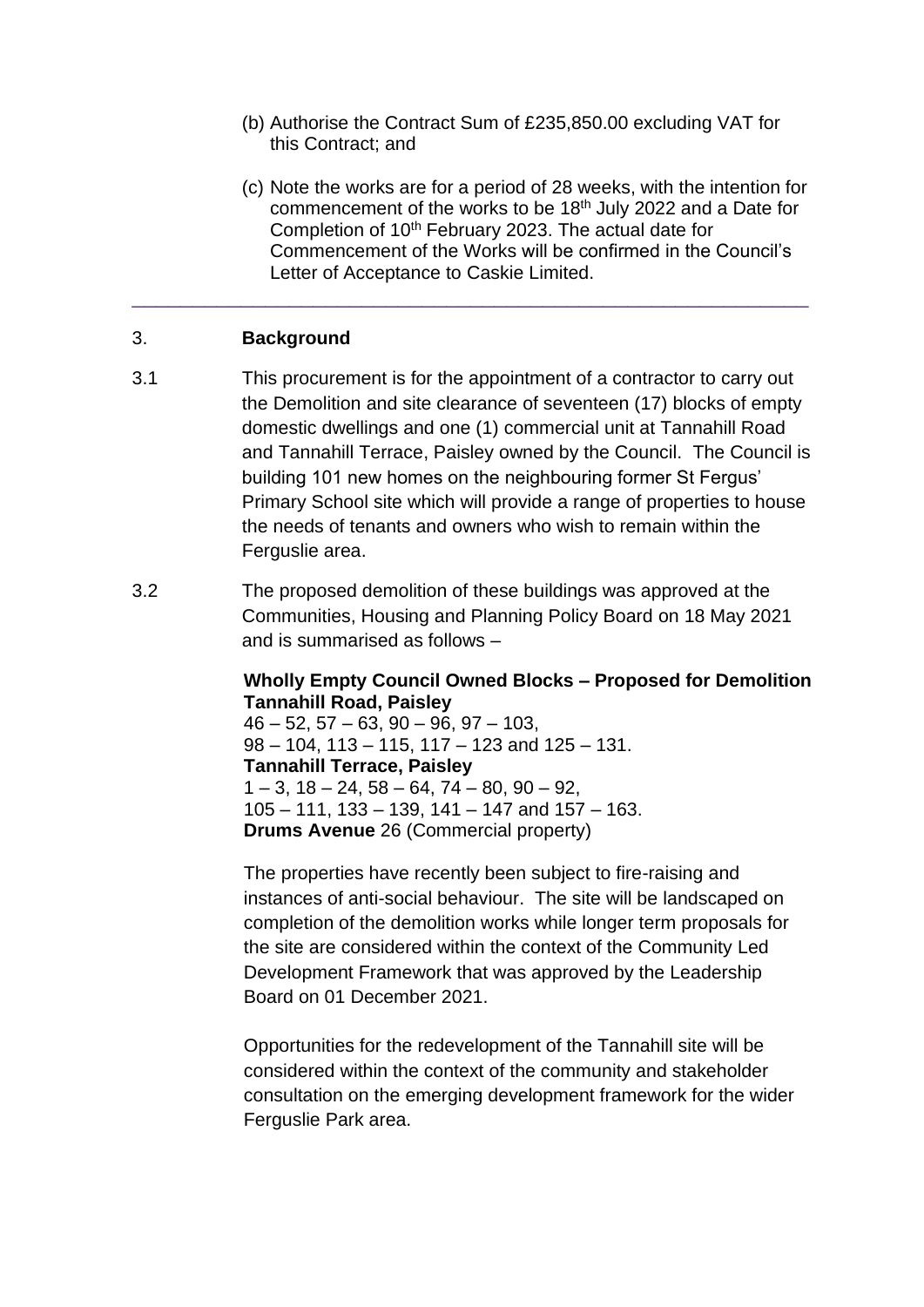(b) Authorise the Contract Sum of £235,850.00 excluding VAT for this Contract; and

(c) Note the works are for a period of 28 weeks, with the intention for commencement of the works to be 18th July 2022 and a Date for Completion of 10th February 2023. The actual date for Commencement of the Works will be confirmed in the Council's Letter of Acceptance to Caskie Limited.

---

## 3. Background

3.1 This procurement is for the appointment of a contractor to carry out the Demolition and site clearance of seventeen (17) blocks of empty domestic dwellings and one (1) commercial unit at Tannahill Road and Tannahill Terrace, Paisley owned by the Council. The Council is building 101 new homes on the neighbouring former St Fergus' Primary School site which will provide a range of properties to house the needs of tenants and owners who wish to remain within the Ferguslie area.

3.2 The proposed demolition of these buildings was approved at the Communities, Housing and Planning Policy Board on 18 May 2021 and is summarised as follows –

**Wholly Empty Council Owned Blocks – Proposed for Demolition**
**Tannahill Road, Paisley**
46 – 52, 57 – 63, 90 – 96, 97 – 103,
98 – 104, 113 – 115, 117 – 123 and 125 – 131.
**Tannahill Terrace, Paisley**
1 – 3, 18 – 24, 58 – 64, 74 – 80, 90 – 92,
105 – 111, 133 – 139, 141 – 147 and 157 – 163.
**Drums Avenue** 26 (Commercial property)

The properties have recently been subject to fire-raising and instances of anti-social behaviour. The site will be landscaped on completion of the demolition works while longer term proposals for the site are considered within the context of the Community Led Development Framework that was approved by the Leadership Board on 01 December 2021.

Opportunities for the redevelopment of the Tannahill site will be considered within the context of the community and stakeholder consultation on the emerging development framework for the wider Ferguslie Park area.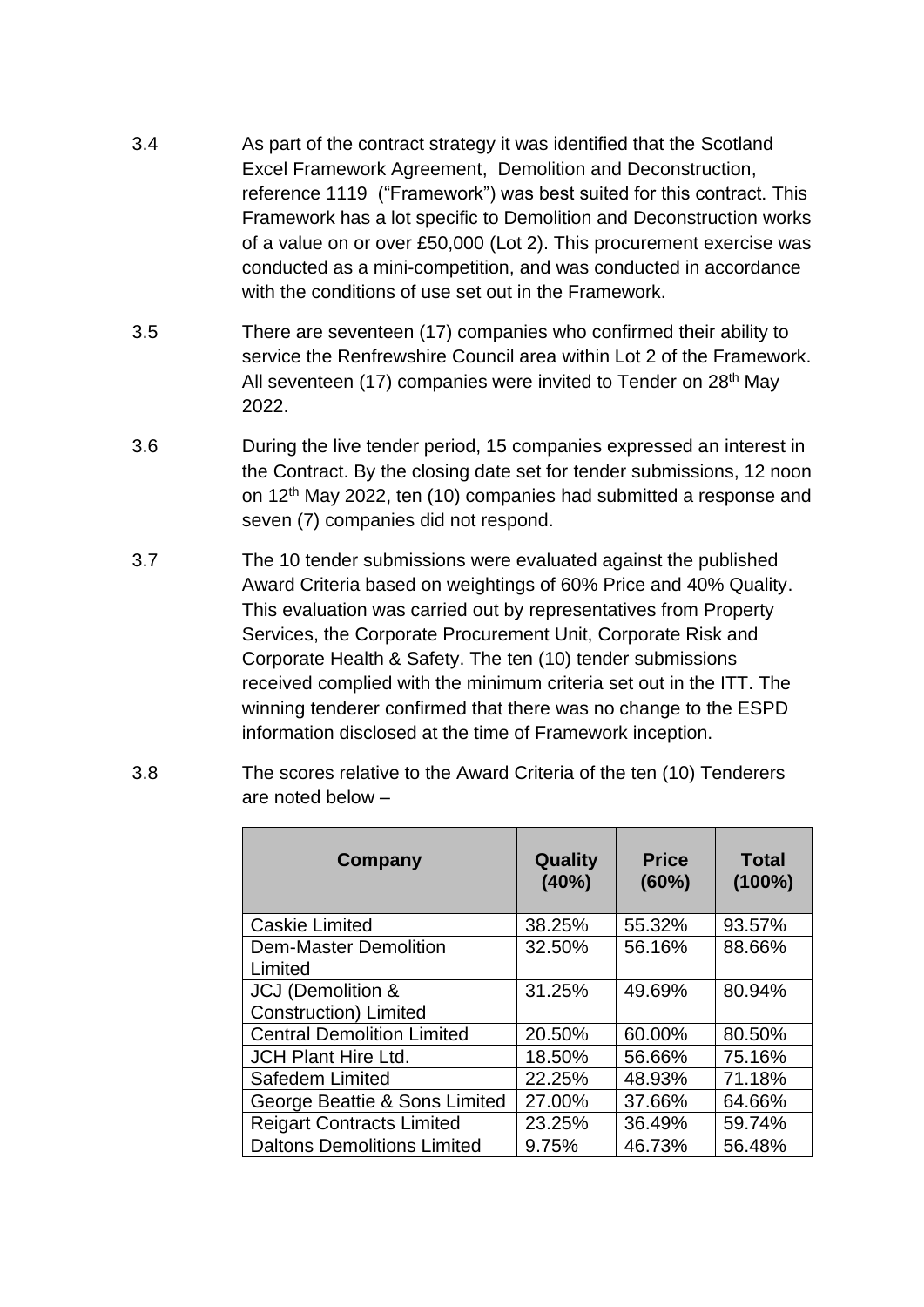3.4 As part of the contract strategy it was identified that the Scotland Excel Framework Agreement, Demolition and Deconstruction, reference 1119 ("Framework") was best suited for this contract. This Framework has a lot specific to Demolition and Deconstruction works of a value on or over £50,000 (Lot 2). This procurement exercise was conducted as a mini-competition, and was conducted in accordance with the conditions of use set out in the Framework.

3.5 There are seventeen (17) companies who confirmed their ability to service the Renfrewshire Council area within Lot 2 of the Framework. All seventeen (17) companies were invited to Tender on 28th May 2022.

3.6 During the live tender period, 15 companies expressed an interest in the Contract. By the closing date set for tender submissions, 12 noon on 12th May 2022, ten (10) companies had submitted a response and seven (7) companies did not respond.

3.7 The 10 tender submissions were evaluated against the published Award Criteria based on weightings of 60% Price and 40% Quality. This evaluation was carried out by representatives from Property Services, the Corporate Procurement Unit, Corporate Risk and Corporate Health & Safety. The ten (10) tender submissions received complied with the minimum criteria set out in the ITT. The winning tenderer confirmed that there was no change to the ESPD information disclosed at the time of Framework inception.

3.8 The scores relative to the Award Criteria of the ten (10) Tenderers are noted below –

| Company | Quality (40%) | Price (60%) | Total (100%) |
|---|---|---|---|
| Caskie Limited | 38.25% | 55.32% | 93.57% |
| Dem-Master Demolition Limited | 32.50% | 56.16% | 88.66% |
| JCJ (Demolition & Construction) Limited | 31.25% | 49.69% | 80.94% |
| Central Demolition Limited | 20.50% | 60.00% | 80.50% |
| JCH Plant Hire Ltd. | 18.50% | 56.66% | 75.16% |
| Safedem Limited | 22.25% | 48.93% | 71.18% |
| George Beattie & Sons Limited | 27.00% | 37.66% | 64.66% |
| Reigart Contracts Limited | 23.25% | 36.49% | 59.74% |
| Daltons Demolitions Limited | 9.75% | 46.73% | 56.48% |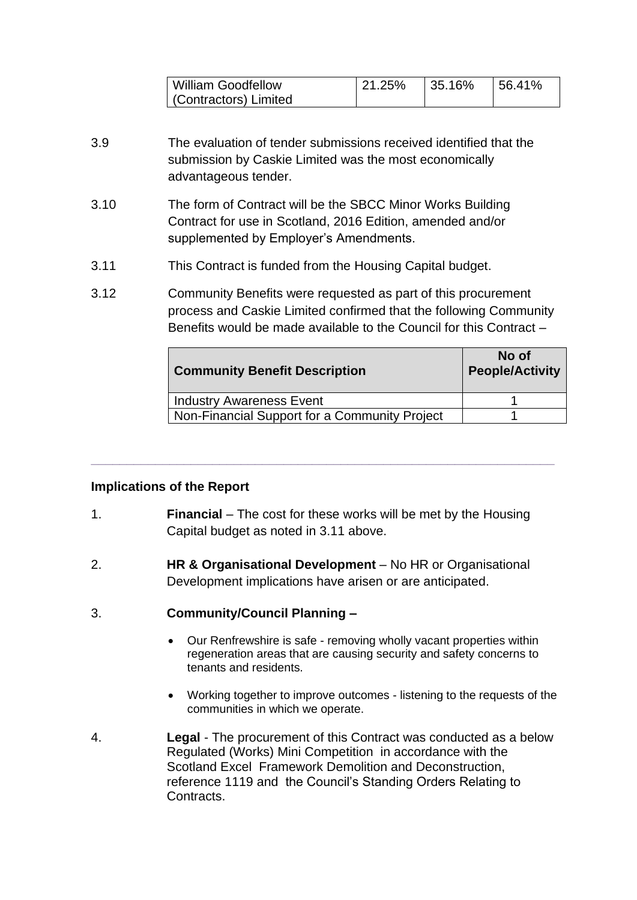| William Goodfellow (Contractors) Limited | 21.25% | 35.16% | 56.41% |
|---|---|---|---|

3.9 The evaluation of tender submissions received identified that the submission by Caskie Limited was the most economically advantageous tender.

3.10 The form of Contract will be the SBCC Minor Works Building Contract for use in Scotland, 2016 Edition, amended and/or supplemented by Employer's Amendments.

3.11 This Contract is funded from the Housing Capital budget.

3.12 Community Benefits were requested as part of this procurement process and Caskie Limited confirmed that the following Community Benefits would be made available to the Council for this Contract –

| Community Benefit Description | No of People/Activity |
|---|---|
| Industry Awareness Event | 1 |
| Non-Financial Support for a Community Project | 1 |

---

**Implications of the Report**

1. **Financial** – The cost for these works will be met by the Housing Capital budget as noted in 3.11 above.

2. **HR & Organisational Development** – No HR or Organisational Development implications have arisen or are anticipated.

3. **Community/Council Planning –**

   - Our Renfrewshire is safe - removing wholly vacant properties within regeneration areas that are causing security and safety concerns to tenants and residents.

   - Working together to improve outcomes - listening to the requests of the communities in which we operate.

4. **Legal** - The procurement of this Contract was conducted as a below Regulated (Works) Mini Competition in accordance with the Scotland Excel Framework Demolition and Deconstruction, reference 1119 and the Council's Standing Orders Relating to Contracts.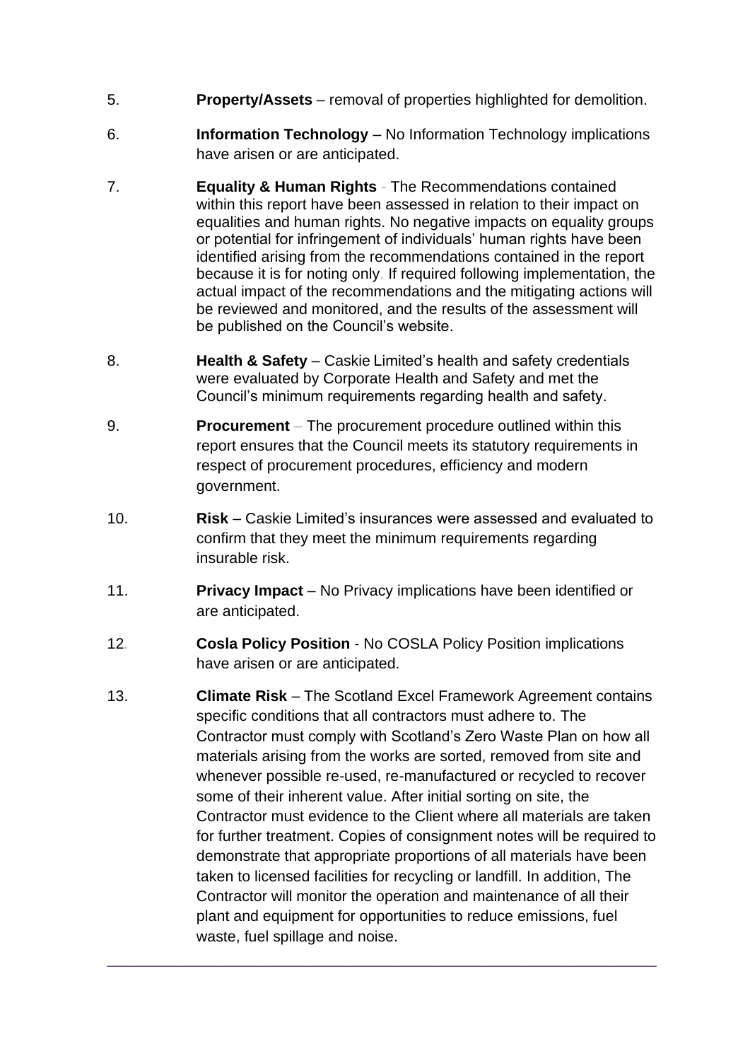5. **Property/Assets** – removal of properties highlighted for demolition.

6. **Information Technology** – No Information Technology implications have arisen or are anticipated.

7. **Equality & Human Rights** - The Recommendations contained within this report have been assessed in relation to their impact on equalities and human rights. No negative impacts on equality groups or potential for infringement of individuals' human rights have been identified arising from the recommendations contained in the report because it is for noting only. If required following implementation, the actual impact of the recommendations and the mitigating actions will be reviewed and monitored, and the results of the assessment will be published on the Council's website.

8. **Health & Safety** – Caskie Limited's health and safety credentials were evaluated by Corporate Health and Safety and met the Council's minimum requirements regarding health and safety.

9. **Procurement** – The procurement procedure outlined within this report ensures that the Council meets its statutory requirements in respect of procurement procedures, efficiency and modern government.

10. **Risk** – Caskie Limited's insurances were assessed and evaluated to confirm that they meet the minimum requirements regarding insurable risk.

11. **Privacy Impact** – No Privacy implications have been identified or are anticipated.

12. **Cosla Policy Position** - No COSLA Policy Position implications have arisen or are anticipated.

13. **Climate Risk** – The Scotland Excel Framework Agreement contains specific conditions that all contractors must adhere to. The Contractor must comply with Scotland's Zero Waste Plan on how all materials arising from the works are sorted, removed from site and whenever possible re-used, re-manufactured or recycled to recover some of their inherent value. After initial sorting on site, the Contractor must evidence to the Client where all materials are taken for further treatment. Copies of consignment notes will be required to demonstrate that appropriate proportions of all materials have been taken to licensed facilities for recycling or landfill. In addition, The Contractor will monitor the operation and maintenance of all their plant and equipment for opportunities to reduce emissions, fuel waste, fuel spillage and noise.

---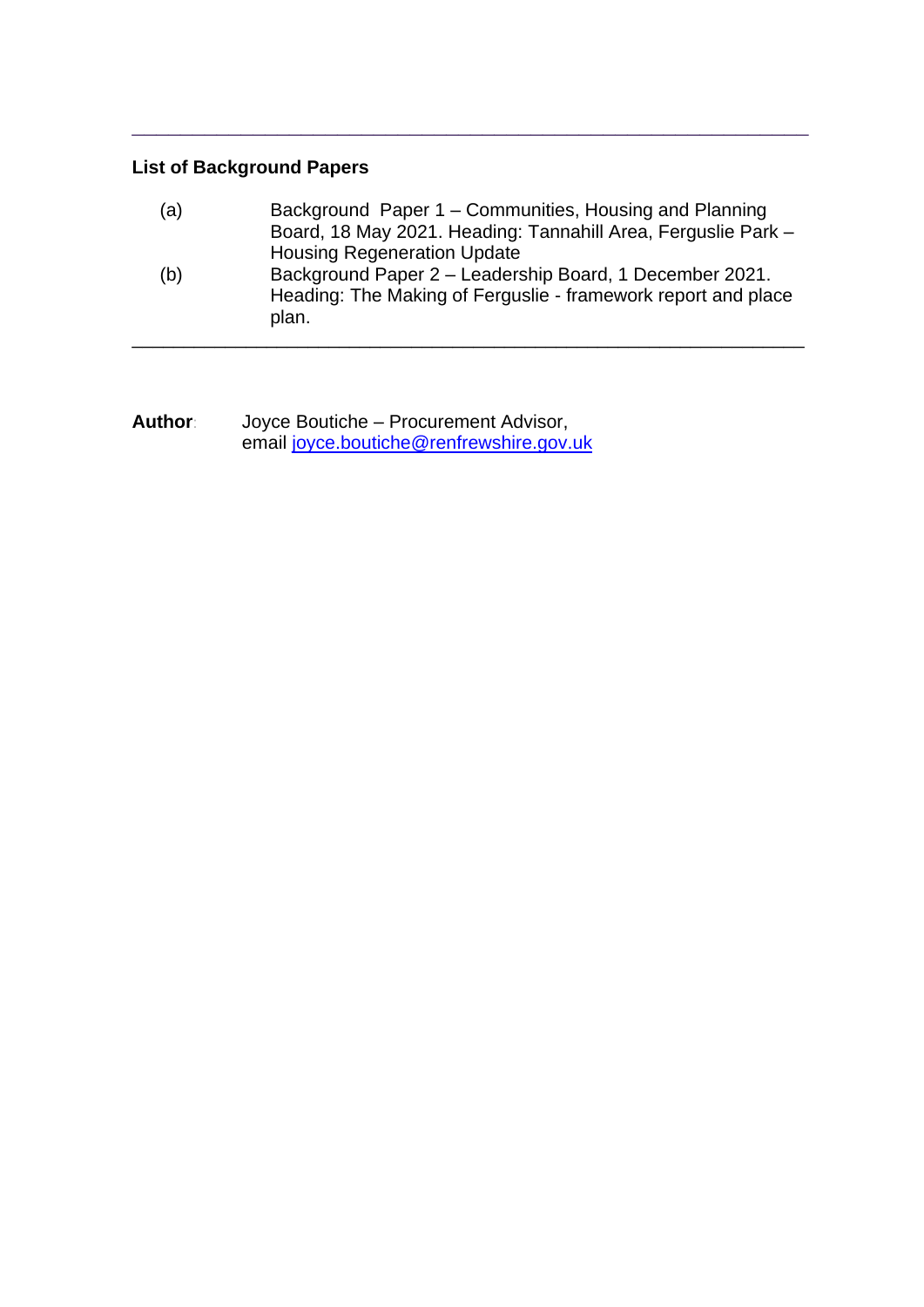---

**List of Background Papers**

(a) Background Paper 1 – Communities, Housing and Planning Board, 18 May 2021. Heading: Tannahill Area, Ferguslie Park – Housing Regeneration Update

(b) Background Paper 2 – Leadership Board, 1 December 2021. Heading: The Making of Ferguslie - framework report and place plan.

---

**Author**: Joyce Boutiche – Procurement Advisor, email joyce.boutiche@renfrewshire.gov.uk